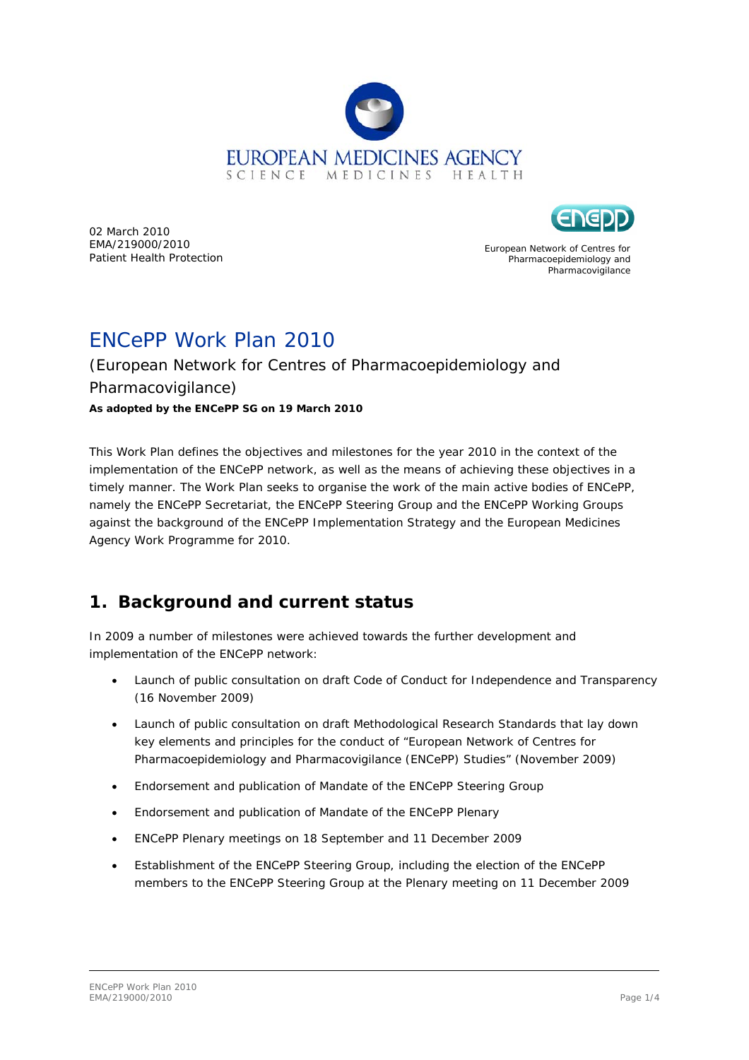EUROPEAN MEDICINES AGENCY
SCIENCE MEDICINES HEALTH

02 March 2010
EMA/219000/2010
Patient Health Protection

European Network of Centres for Pharmacoepidemiology and Pharmacovigilance

# ENCePP Work Plan 2010

(European Network for Centres of Pharmacoepidemiology and Pharmacovigilance)

**As adopted by the ENCePP SG on 19 March 2010**

This Work Plan defines the objectives and milestones for the year 2010 in the context of the implementation of the ENCePP network, as well as the means of achieving these objectives in a timely manner. The Work Plan seeks to organise the work of the main active bodies of ENCePP, namely the ENCePP Secretariat, the ENCePP Steering Group and the ENCePP Working Groups against the background of the ENCePP Implementation Strategy and the European Medicines Agency Work Programme for 2010.

## 1. Background and current status

In 2009 a number of milestones were achieved towards the further development and implementation of the ENCePP network:

- Launch of public consultation on draft Code of Conduct for Independence and Transparency (16 November 2009)
- Launch of public consultation on draft Methodological Research Standards that lay down key elements and principles for the conduct of "European Network of Centres for Pharmacoepidemiology and Pharmacovigilance (ENCePP) Studies" (November 2009)
- Endorsement and publication of Mandate of the ENCePP Steering Group
- Endorsement and publication of Mandate of the ENCePP Plenary
- ENCePP Plenary meetings on 18 September and 11 December 2009
- Establishment of the ENCePP Steering Group, including the election of the ENCePP members to the ENCePP Steering Group at the Plenary meeting on 11 December 2009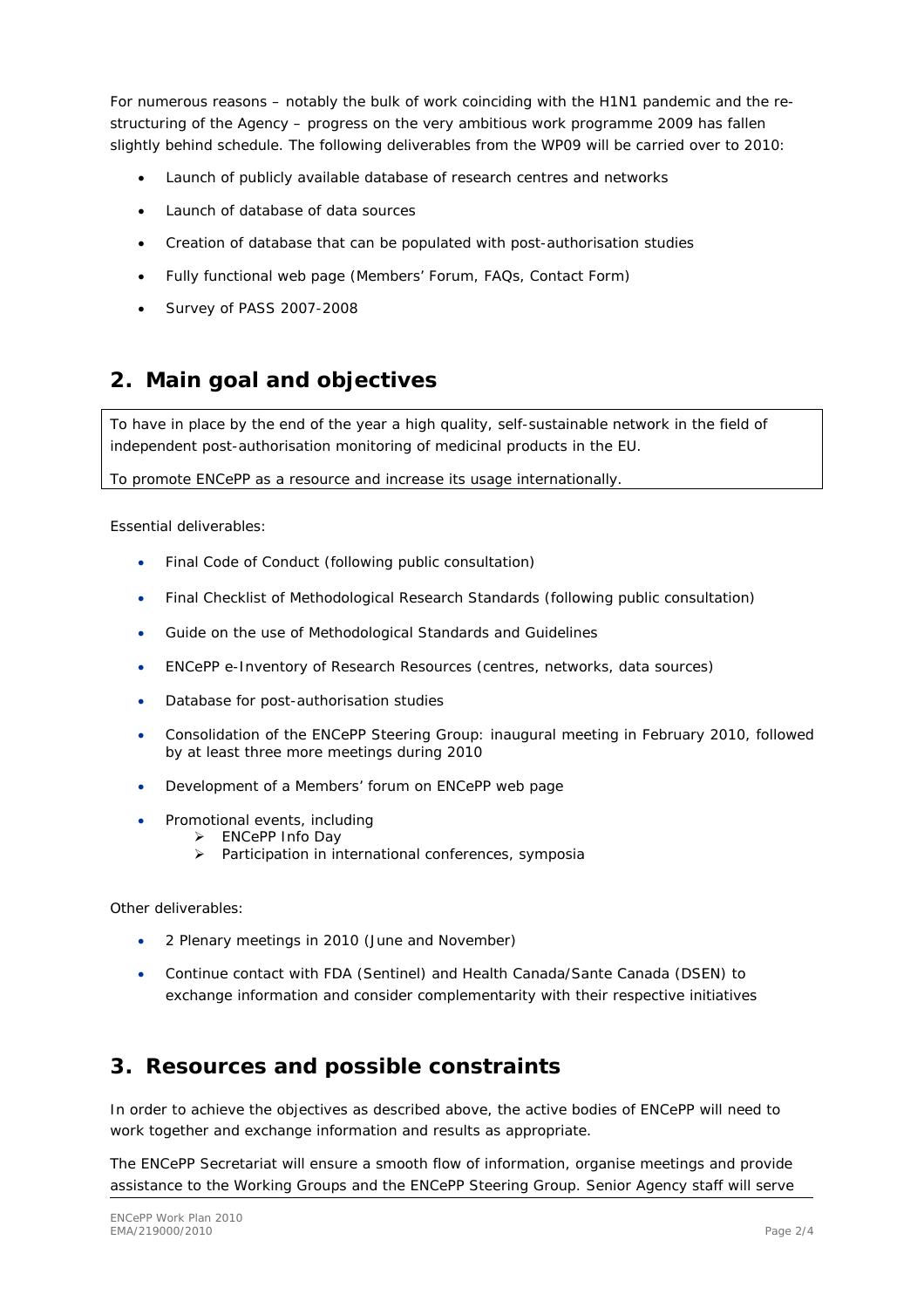For numerous reasons – notably the bulk of work coinciding with the H1N1 pandemic and the re-structuring of the Agency – progress on the very ambitious work programme 2009 has fallen slightly behind schedule. The following deliverables from the WP09 will be carried over to 2010:

- Launch of publicly available database of research centres and networks
- Launch of database of data sources
- Creation of database that can be populated with post-authorisation studies
- Fully functional web page (Members' Forum, FAQs, Contact Form)
- Survey of PASS 2007-2008

## 2. Main goal and objectives

To have in place by the end of the year a high quality, self-sustainable network in the field of independent post-authorisation monitoring of medicinal products in the EU.

To promote ENCePP as a resource and increase its usage internationally.

Essential deliverables:

- Final Code of Conduct (following public consultation)
- Final Checklist of Methodological Research Standards (following public consultation)
- Guide on the use of Methodological Standards and Guidelines
- ENCePP e-Inventory of Research Resources (centres, networks, data sources)
- Database for post-authorisation studies
- Consolidation of the ENCePP Steering Group: inaugural meeting in February 2010, followed by at least three more meetings during 2010
- Development of a Members' forum on ENCePP web page
- Promotional events, including
  - ENCePP Info Day
  - Participation in international conferences, symposia

Other deliverables:

- 2 Plenary meetings in 2010 (June and November)
- Continue contact with FDA (Sentinel) and Health Canada/Sante Canada (DSEN) to exchange information and consider complementarity with their respective initiatives

## 3. Resources and possible constraints

In order to achieve the objectives as described above, the active bodies of ENCePP will need to work together and exchange information and results as appropriate.

The ENCePP Secretariat will ensure a smooth flow of information, organise meetings and provide assistance to the Working Groups and the ENCePP Steering Group. Senior Agency staff will serve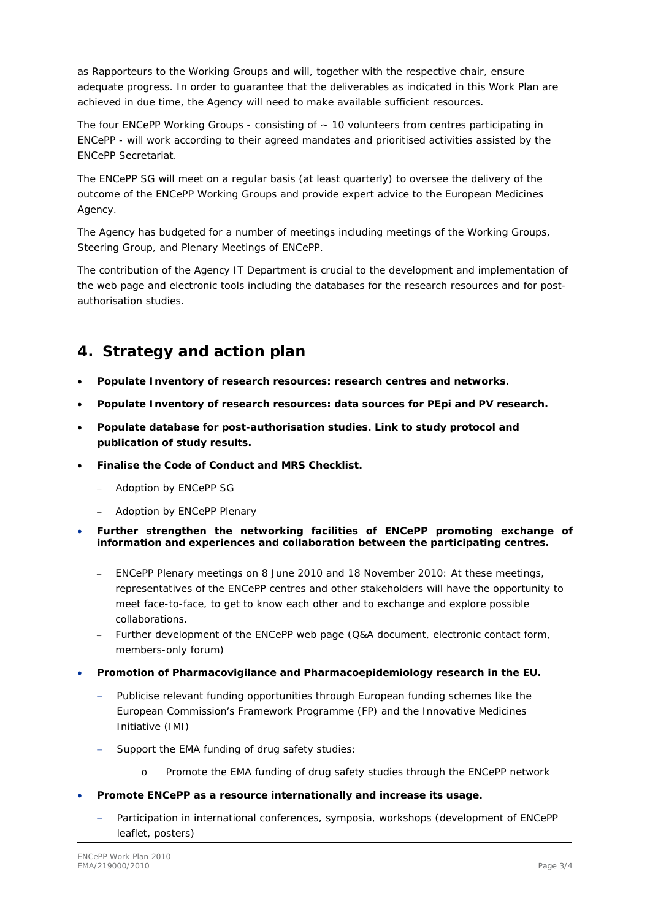as Rapporteurs to the Working Groups and will, together with the respective chair, ensure adequate progress. In order to guarantee that the deliverables as indicated in this Work Plan are achieved in due time, the Agency will need to make available sufficient resources.

The four ENCePP Working Groups - consisting of ~ 10 volunteers from centres participating in ENCePP - will work according to their agreed mandates and prioritised activities assisted by the ENCePP Secretariat.

The ENCePP SG will meet on a regular basis (at least quarterly) to oversee the delivery of the outcome of the ENCePP Working Groups and provide expert advice to the European Medicines Agency.

The Agency has budgeted for a number of meetings including meetings of the Working Groups, Steering Group, and Plenary Meetings of ENCePP.

The contribution of the Agency IT Department is crucial to the development and implementation of the web page and electronic tools including the databases for the research resources and for post-authorisation studies.

# 4. Strategy and action plan

- **Populate Inventory of research resources: research centres and networks.**
- **Populate Inventory of research resources: data sources for PEpi and PV research.**
- **Populate database for post-authorisation studies. Link to study protocol and publication of study results.**
- **Finalise the Code of Conduct and MRS Checklist.**
  - Adoption by ENCePP SG
  - Adoption by ENCePP Plenary
- **Further strengthen the networking facilities of ENCePP promoting exchange of information and experiences and collaboration between the participating centres.**
  - ENCePP Plenary meetings on 8 June 2010 and 18 November 2010: At these meetings, representatives of the ENCePP centres and other stakeholders will have the opportunity to meet face-to-face, to get to know each other and to exchange and explore possible collaborations.
  - Further development of the ENCePP web page (Q&A document, electronic contact form, members-only forum)
- **Promotion of Pharmacovigilance and Pharmacoepidemiology research in the EU.**
  - Publicise relevant funding opportunities through European funding schemes like the European Commission's Framework Programme (FP) and the Innovative Medicines Initiative (IMI)
  - Support the EMA funding of drug safety studies:
    - Promote the EMA funding of drug safety studies through the ENCePP network
- **Promote ENCePP as a resource internationally and increase its usage.**
  - Participation in international conferences, symposia, workshops (development of ENCePP leaflet, posters)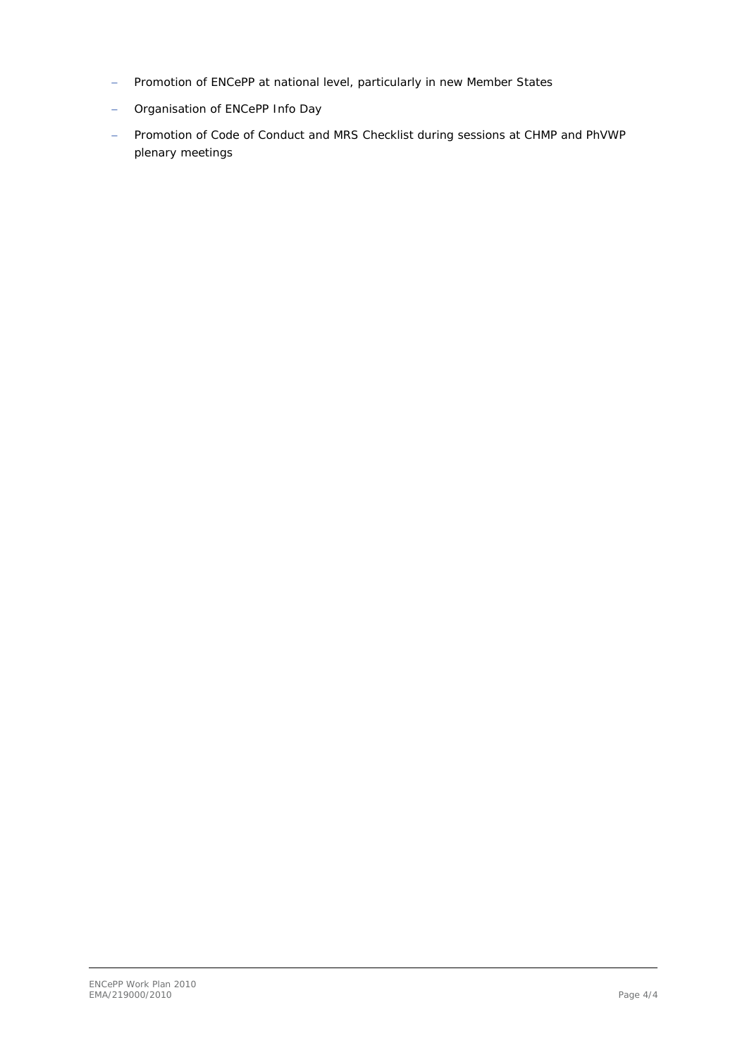- Promotion of ENCePP at national level, particularly in new Member States
- Organisation of ENCePP Info Day
- Promotion of Code of Conduct and MRS Checklist during sessions at CHMP and PhVWP plenary meetings